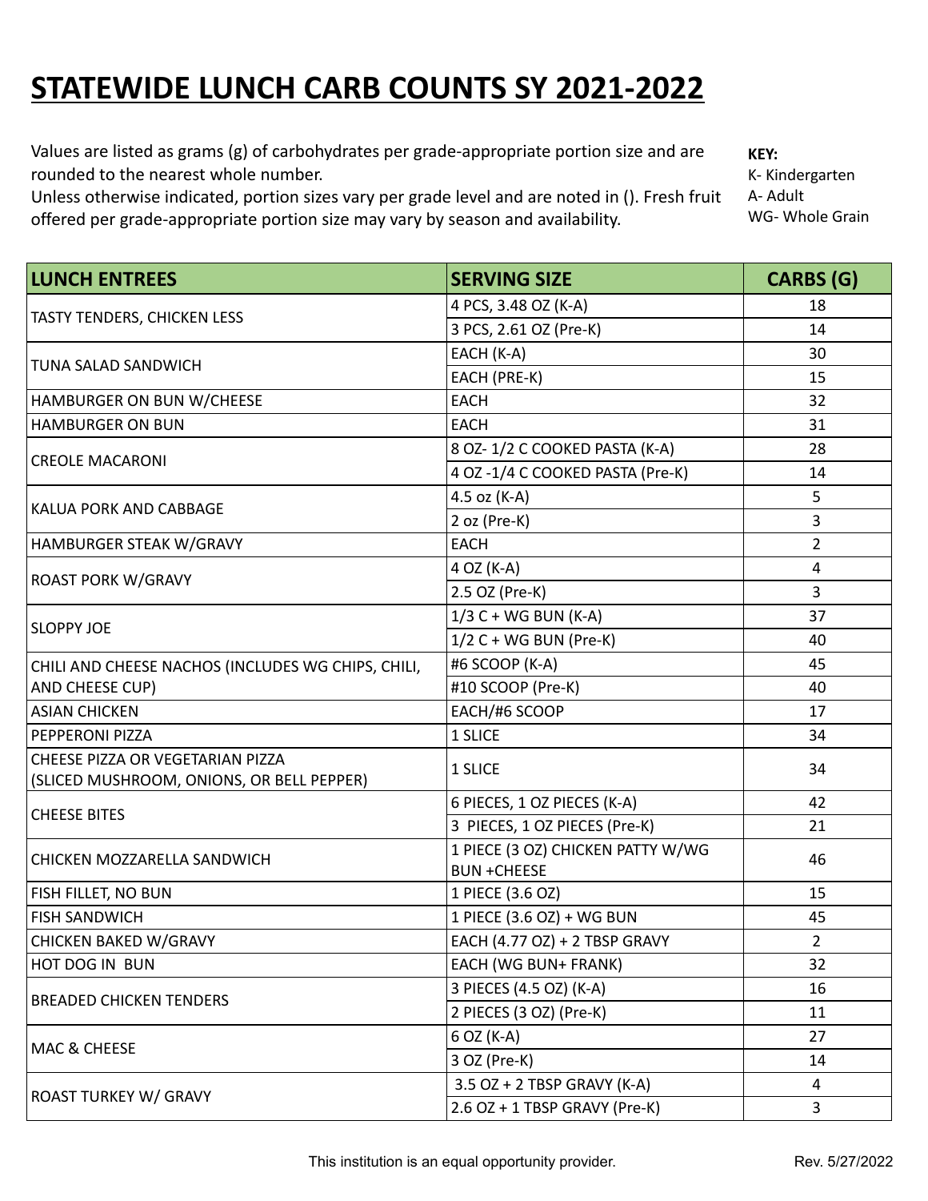# STATEWIDE LUNCH CARB COUNTS SY 2021-2022

Values are listed as grams (g) of carbohydrates per grade-appropriate portion size and are rounded to the nearest whole number.
Unless otherwise indicated, portion sizes vary per grade level and are noted in (). Fresh fruit offered per grade-appropriate portion size may vary by season and availability.

**KEY:**
K- Kindergarten
A- Adult
WG- Whole Grain

| LUNCH ENTREES | SERVING SIZE | CARBS (G) |
|---|---|---|
| TASTY TENDERS, CHICKEN LESS | 4 PCS, 3.48 OZ (K-A) | 18 |
| | 3 PCS, 2.61 OZ (Pre-K) | 14 |
| TUNA SALAD SANDWICH | EACH (K-A) | 30 |
| | EACH (PRE-K) | 15 |
| HAMBURGER ON BUN W/CHEESE | EACH | 32 |
| HAMBURGER ON BUN | EACH | 31 |
| CREOLE MACARONI | 8 OZ- 1/2 C COOKED PASTA (K-A) | 28 |
| | 4 OZ -1/4 C COOKED PASTA (Pre-K) | 14 |
| KALUA PORK AND CABBAGE | 4.5 oz (K-A) | 5 |
| | 2 oz (Pre-K) | 3 |
| HAMBURGER STEAK W/GRAVY | EACH | 2 |
| ROAST PORK W/GRAVY | 4 OZ (K-A) | 4 |
| | 2.5 OZ (Pre-K) | 3 |
| SLOPPY JOE | 1/3 C + WG BUN (K-A) | 37 |
| | 1/2 C + WG BUN (Pre-K) | 40 |
| CHILI AND CHEESE NACHOS (INCLUDES WG CHIPS, CHILI, AND CHEESE CUP) | #6 SCOOP (K-A) | 45 |
| | #10 SCOOP (Pre-K) | 40 |
| ASIAN CHICKEN | EACH/#6 SCOOP | 17 |
| PEPPERONI PIZZA | 1 SLICE | 34 |
| CHEESE PIZZA OR VEGETARIAN PIZZA (SLICED MUSHROOM, ONIONS, OR BELL PEPPER) | 1 SLICE | 34 |
| CHEESE BITES | 6 PIECES, 1 OZ PIECES (K-A) | 42 |
| | 3 PIECES, 1 OZ PIECES (Pre-K) | 21 |
| CHICKEN MOZZARELLA SANDWICH | 1 PIECE (3 OZ) CHICKEN PATTY W/WG BUN +CHEESE | 46 |
| FISH FILLET, NO BUN | 1 PIECE (3.6 OZ) | 15 |
| FISH SANDWICH | 1 PIECE (3.6 OZ) + WG BUN | 45 |
| CHICKEN BAKED W/GRAVY | EACH (4.77 OZ) + 2 TBSP GRAVY | 2 |
| HOT DOG IN BUN | EACH (WG BUN+ FRANK) | 32 |
| BREADED CHICKEN TENDERS | 3 PIECES (4.5 OZ) (K-A) | 16 |
| | 2 PIECES (3 OZ) (Pre-K) | 11 |
| MAC & CHEESE | 6 OZ (K-A) | 27 |
| | 3 OZ (Pre-K) | 14 |
| ROAST TURKEY W/ GRAVY | 3.5 OZ + 2 TBSP GRAVY (K-A) | 4 |
| | 2.6 OZ + 1 TBSP GRAVY (Pre-K) | 3 |

This institution is an equal opportunity provider.

Rev. 5/27/2022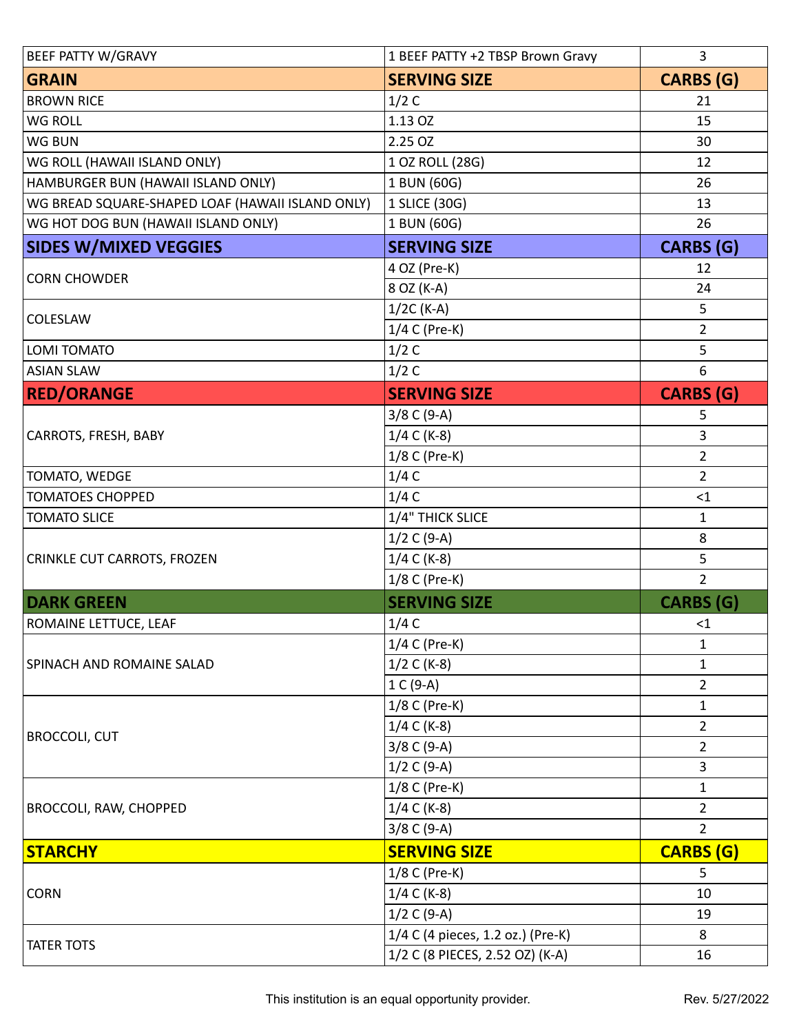| BEEF PATTY W/GRAVY | 1 BEEF PATTY +2 TBSP Brown Gravy | 3 |
|---|---|---|
| **GRAIN** | **SERVING SIZE** | **CARBS (G)** |
| BROWN RICE | 1/2 C | 21 |
| WG ROLL | 1.13 OZ | 15 |
| WG BUN | 2.25 OZ | 30 |
| WG ROLL (HAWAII ISLAND ONLY) | 1 OZ ROLL (28G) | 12 |
| HAMBURGER BUN (HAWAII ISLAND ONLY) | 1 BUN (60G) | 26 |
| WG BREAD SQUARE-SHAPED LOAF (HAWAII ISLAND ONLY) | 1 SLICE (30G) | 13 |
| WG HOT DOG BUN (HAWAII ISLAND ONLY) | 1 BUN (60G) | 26 |
| **SIDES W/MIXED VEGGIES** | **SERVING SIZE** | **CARBS (G)** |
| CORN CHOWDER | 4 OZ (Pre-K) | 12 |
| | 8 OZ (K-A) | 24 |
| COLESLAW | 1/2C (K-A) | 5 |
| | 1/4 C (Pre-K) | 2 |
| LOMI TOMATO | 1/2 C | 5 |
| ASIAN SLAW | 1/2 C | 6 |
| **RED/ORANGE** | **SERVING SIZE** | **CARBS (G)** |
| CARROTS, FRESH, BABY | 3/8 C (9-A) | 5 |
| | 1/4 C (K-8) | 3 |
| | 1/8 C (Pre-K) | 2 |
| TOMATO, WEDGE | 1/4 C | 2 |
| TOMATOES CHOPPED | 1/4 C | <1 |
| TOMATO SLICE | 1/4" THICK SLICE | 1 |
| CRINKLE CUT CARROTS, FROZEN | 1/2 C (9-A) | 8 |
| | 1/4 C (K-8) | 5 |
| | 1/8 C (Pre-K) | 2 |
| **DARK GREEN** | **SERVING SIZE** | **CARBS (G)** |
| ROMAINE LETTUCE, LEAF | 1/4 C | <1 |
| SPINACH AND ROMAINE SALAD | 1/4 C (Pre-K) | 1 |
| | 1/2 C (K-8) | 1 |
| | 1 C (9-A) | 2 |
| BROCCOLI, CUT | 1/8 C (Pre-K) | 1 |
| | 1/4 C (K-8) | 2 |
| | 3/8 C (9-A) | 2 |
| | 1/2 C (9-A) | 3 |
| BROCCOLI, RAW, CHOPPED | 1/8 C (Pre-K) | 1 |
| | 1/4 C (K-8) | 2 |
| | 3/8 C (9-A) | 2 |
| **STARCHY** | **SERVING SIZE** | **CARBS (G)** |
| CORN | 1/8 C (Pre-K) | 5 |
| | 1/4 C (K-8) | 10 |
| | 1/2 C (9-A) | 19 |
| TATER TOTS | 1/4 C (4 pieces, 1.2 oz.) (Pre-K) | 8 |
| | 1/2 C (8 PIECES, 2.52 OZ) (K-A) | 16 |

This institution is an equal opportunity provider.

Rev. 5/27/2022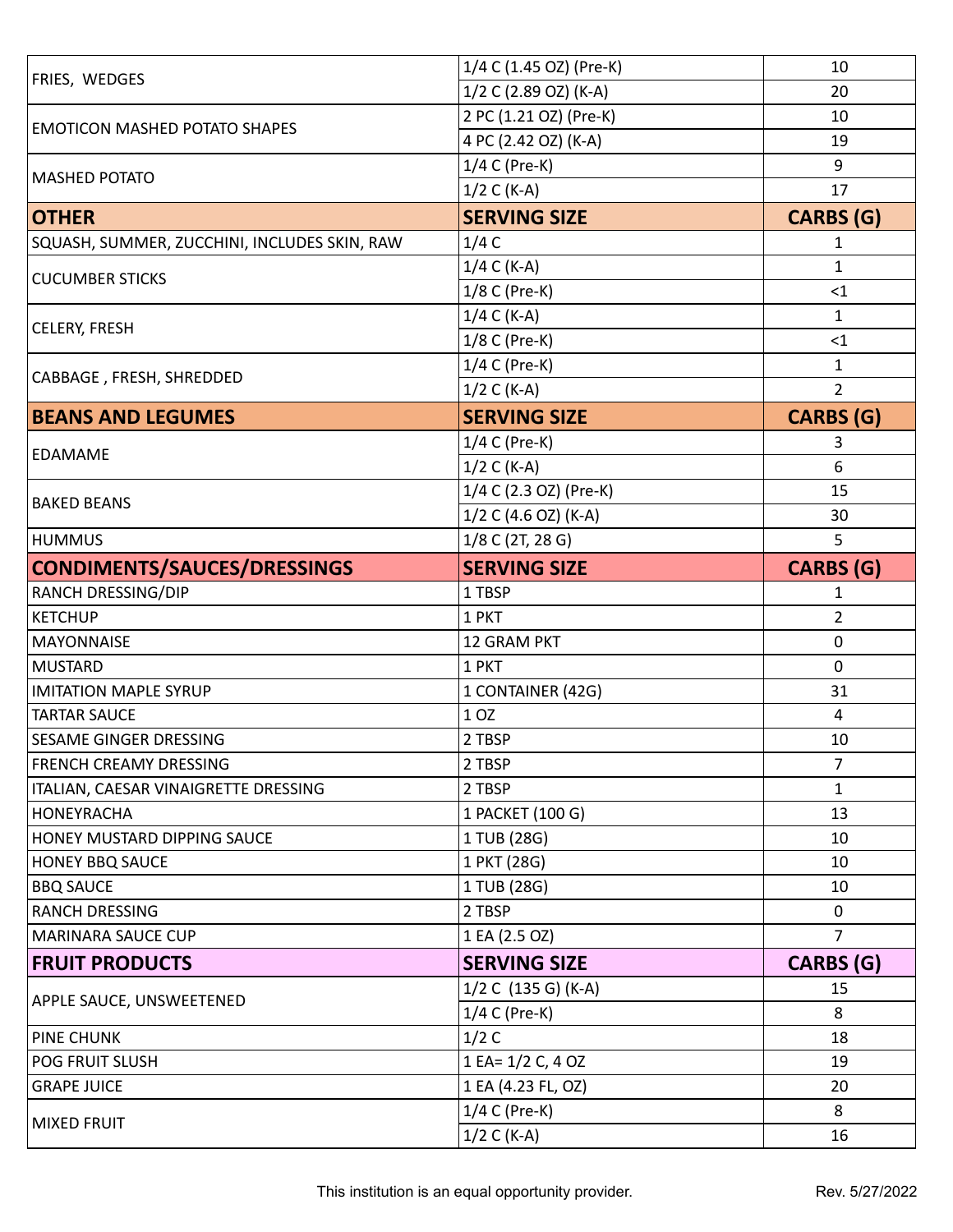| FRIES, WEDGES | 1/4 C (1.45 OZ) (Pre-K) | 10 |
|---|---|---|
| | 1/2 C (2.89 OZ) (K-A) | 20 |
| EMOTICON MASHED POTATO SHAPES | 2 PC (1.21 OZ) (Pre-K) | 10 |
| | 4 PC (2.42 OZ) (K-A) | 19 |
| MASHED POTATO | 1/4 C (Pre-K) | 9 |
| | 1/2 C (K-A) | 17 |
| **OTHER** | **SERVING SIZE** | **CARBS (G)** |
| SQUASH, SUMMER, ZUCCHINI, INCLUDES SKIN, RAW | 1/4 C | 1 |
| CUCUMBER STICKS | 1/4 C (K-A) | 1 |
| | 1/8 C (Pre-K) | <1 |
| CELERY, FRESH | 1/4 C (K-A) | 1 |
| | 1/8 C (Pre-K) | <1 |
| CABBAGE , FRESH, SHREDDED | 1/4 C (Pre-K) | 1 |
| | 1/2 C (K-A) | 2 |
| **BEANS AND LEGUMES** | **SERVING SIZE** | **CARBS (G)** |
| EDAMAME | 1/4 C (Pre-K) | 3 |
| | 1/2 C (K-A) | 6 |
| BAKED BEANS | 1/4 C (2.3 OZ) (Pre-K) | 15 |
| | 1/2 C (4.6 OZ) (K-A) | 30 |
| HUMMUS | 1/8 C (2T, 28 G) | 5 |
| **CONDIMENTS/SAUCES/DRESSINGS** | **SERVING SIZE** | **CARBS (G)** |
| RANCH DRESSING/DIP | 1 TBSP | 1 |
| KETCHUP | 1 PKT | 2 |
| MAYONNAISE | 12 GRAM PKT | 0 |
| MUSTARD | 1 PKT | 0 |
| IMITATION MAPLE SYRUP | 1 CONTAINER (42G) | 31 |
| TARTAR SAUCE | 1 OZ | 4 |
| SESAME GINGER DRESSING | 2 TBSP | 10 |
| FRENCH CREAMY DRESSING | 2 TBSP | 7 |
| ITALIAN, CAESAR VINAIGRETTE DRESSING | 2 TBSP | 1 |
| HONEYRACHA | 1 PACKET (100 G) | 13 |
| HONEY MUSTARD DIPPING SAUCE | 1 TUB (28G) | 10 |
| HONEY BBQ SAUCE | 1 PKT (28G) | 10 |
| BBQ SAUCE | 1 TUB (28G) | 10 |
| RANCH DRESSING | 2 TBSP | 0 |
| MARINARA SAUCE CUP | 1 EA (2.5 OZ) | 7 |
| **FRUIT PRODUCTS** | **SERVING SIZE** | **CARBS (G)** |
| APPLE SAUCE, UNSWEETENED | 1/2 C (135 G) (K-A) | 15 |
| | 1/4 C (Pre-K) | 8 |
| PINE CHUNK | 1/2 C | 18 |
| POG FRUIT SLUSH | 1 EA= 1/2 C, 4 OZ | 19 |
| GRAPE JUICE | 1 EA (4.23 FL, OZ) | 20 |
| MIXED FRUIT | 1/4 C (Pre-K) | 8 |
| | 1/2 C (K-A) | 16 |

This institution is an equal opportunity provider.

Rev. 5/27/2022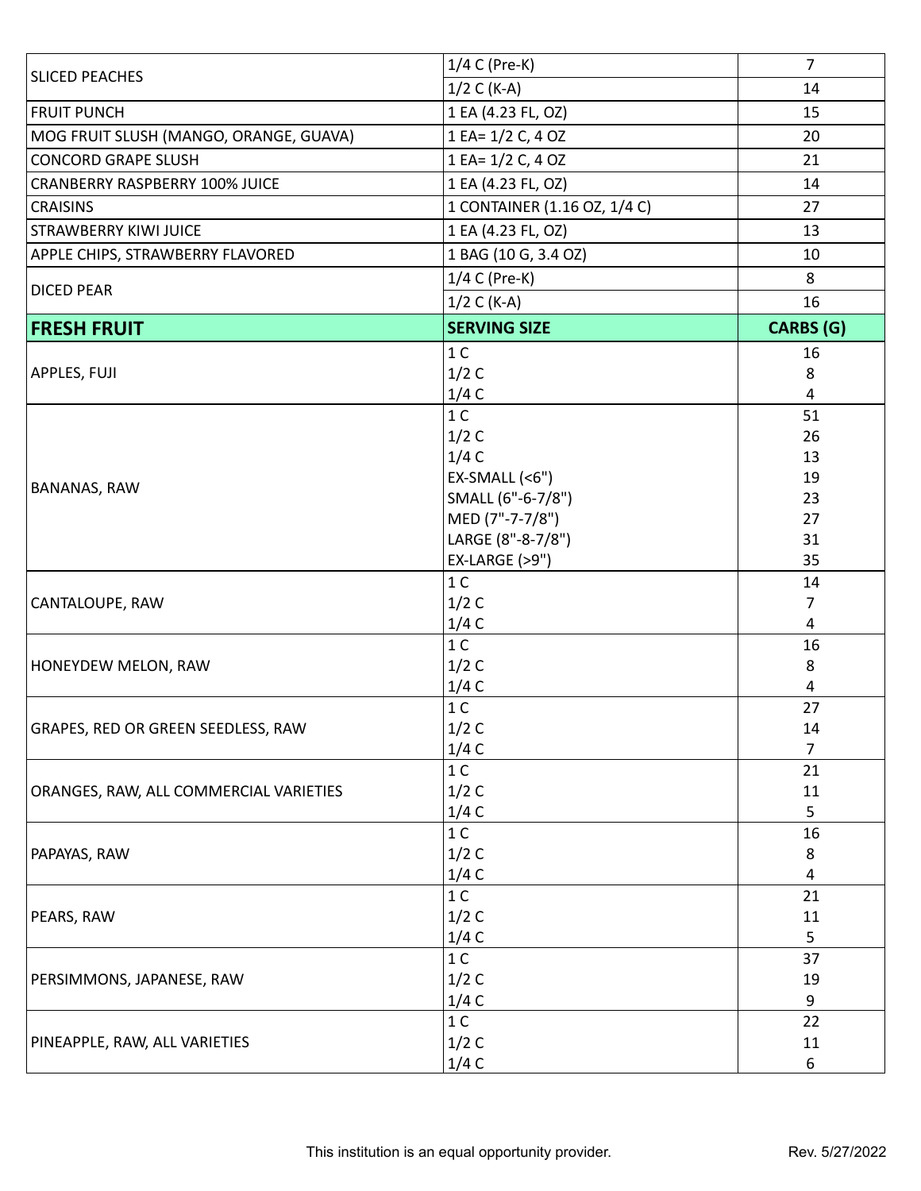| | | |
|---|---|---|
| SLICED PEACHES | 1/4 C (Pre-K) | 7 |
| | 1/2 C (K-A) | 14 |
| FRUIT PUNCH | 1 EA (4.23 FL, OZ) | 15 |
| MOG FRUIT SLUSH (MANGO, ORANGE, GUAVA) | 1 EA= 1/2 C, 4 OZ | 20 |
| CONCORD GRAPE SLUSH | 1 EA= 1/2 C, 4 OZ | 21 |
| CRANBERRY RASPBERRY 100% JUICE | 1 EA (4.23 FL, OZ) | 14 |
| CRAISINS | 1 CONTAINER (1.16 OZ, 1/4 C) | 27 |
| STRAWBERRY KIWI JUICE | 1 EA (4.23 FL, OZ) | 13 |
| APPLE CHIPS, STRAWBERRY FLAVORED | 1 BAG (10 G, 3.4 OZ) | 10 |
| DICED PEAR | 1/4 C (Pre-K) | 8 |
| | 1/2 C (K-A) | 16 |

| **FRESH FRUIT** | **SERVING SIZE** | **CARBS (G)** |
|---|---|---|
| APPLES, FUJI | 1 C | 16 |
| | 1/2 C | 8 |
| | 1/4 C | 4 |
| BANANAS, RAW | 1 C | 51 |
| | 1/2 C | 26 |
| | 1/4 C | 13 |
| | EX-SMALL (<6") | 19 |
| | SMALL (6"-6-7/8") | 23 |
| | MED (7"-7-7/8") | 27 |
| | LARGE (8"-8-7/8") | 31 |
| | EX-LARGE (>9") | 35 |
| CANTALOUPE, RAW | 1 C | 14 |
| | 1/2 C | 7 |
| | 1/4 C | 4 |
| HONEYDEW MELON, RAW | 1 C | 16 |
| | 1/2 C | 8 |
| | 1/4 C | 4 |
| GRAPES, RED OR GREEN SEEDLESS, RAW | 1 C | 27 |
| | 1/2 C | 14 |
| | 1/4 C | 7 |
| ORANGES, RAW, ALL COMMERCIAL VARIETIES | 1 C | 21 |
| | 1/2 C | 11 |
| | 1/4 C | 5 |
| PAPAYAS, RAW | 1 C | 16 |
| | 1/2 C | 8 |
| | 1/4 C | 4 |
| PEARS, RAW | 1 C | 21 |
| | 1/2 C | 11 |
| | 1/4 C | 5 |
| PERSIMMONS, JAPANESE, RAW | 1 C | 37 |
| | 1/2 C | 19 |
| | 1/4 C | 9 |
| PINEAPPLE, RAW, ALL VARIETIES | 1 C | 22 |
| | 1/2 C | 11 |
| | 1/4 C | 6 |

This institution is an equal opportunity provider.

Rev. 5/27/2022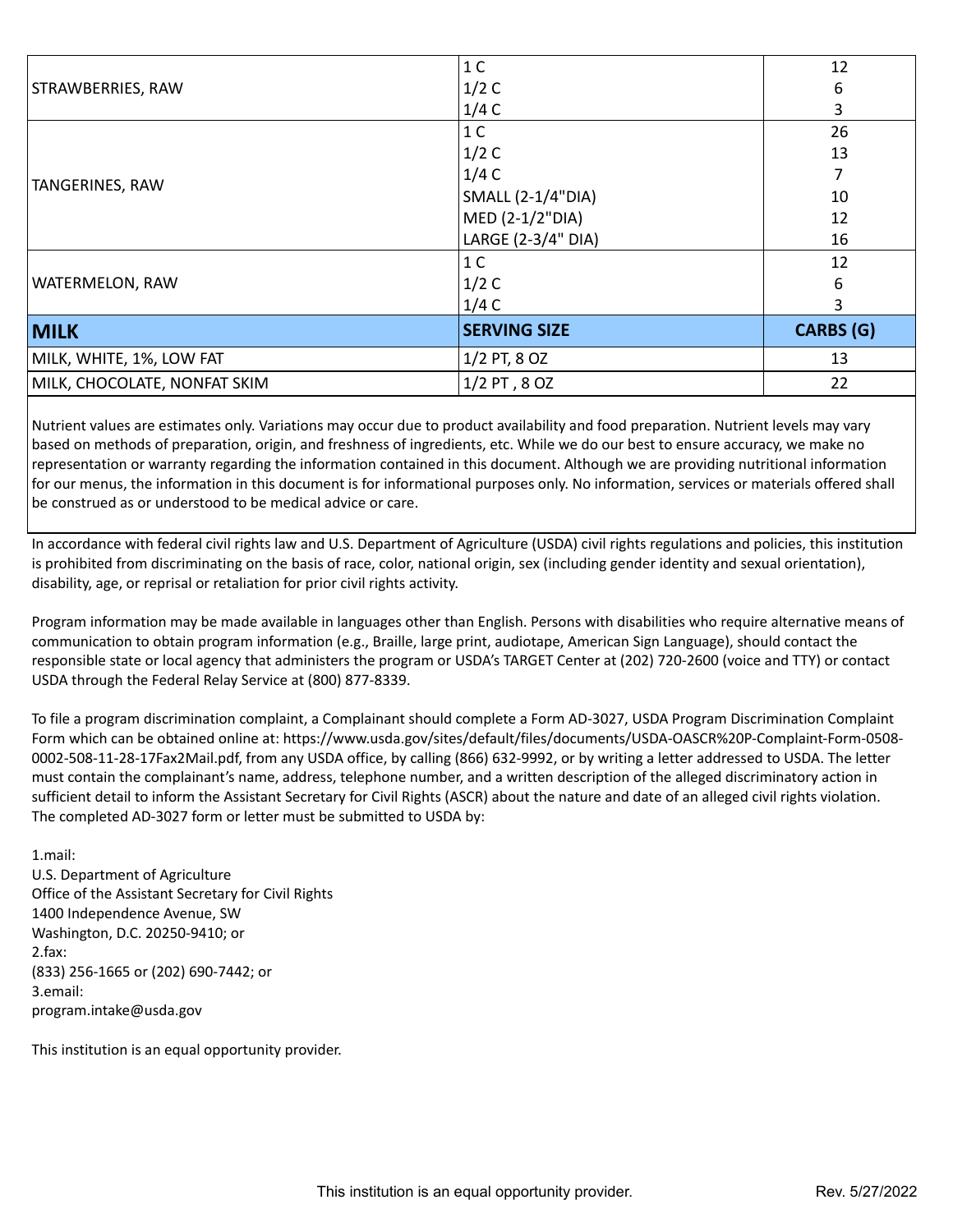| | | |
|---|---|---|
| STRAWBERRIES, RAW | 1 C | 12 |
| | 1/2 C | 6 |
| | 1/4 C | 3 |
| TANGERINES, RAW | 1 C | 26 |
| | 1/2 C | 13 |
| | 1/4 C | 7 |
| | SMALL (2-1/4"DIA) | 10 |
| | MED (2-1/2"DIA) | 12 |
| | LARGE (2-3/4" DIA) | 16 |
| WATERMELON, RAW | 1 C | 12 |
| | 1/2 C | 6 |
| | 1/4 C | 3 |
| **MILK** | **SERVING SIZE** | **CARBS (G)** |
| MILK, WHITE, 1%, LOW FAT | 1/2 PT, 8 OZ | 13 |
| MILK, CHOCOLATE, NONFAT SKIM | 1/2 PT , 8 OZ | 22 |

Nutrient values are estimates only. Variations may occur due to product availability and food preparation. Nutrient levels may vary based on methods of preparation, origin, and freshness of ingredients, etc. While we do our best to ensure accuracy, we make no representation or warranty regarding the information contained in this document. Although we are providing nutritional information for our menus, the information in this document is for informational purposes only. No information, services or materials offered shall be construed as or understood to be medical advice or care.

In accordance with federal civil rights law and U.S. Department of Agriculture (USDA) civil rights regulations and policies, this institution is prohibited from discriminating on the basis of race, color, national origin, sex (including gender identity and sexual orientation), disability, age, or reprisal or retaliation for prior civil rights activity.

Program information may be made available in languages other than English. Persons with disabilities who require alternative means of communication to obtain program information (e.g., Braille, large print, audiotape, American Sign Language), should contact the responsible state or local agency that administers the program or USDA's TARGET Center at (202) 720-2600 (voice and TTY) or contact USDA through the Federal Relay Service at (800) 877-8339.

To file a program discrimination complaint, a Complainant should complete a Form AD-3027, USDA Program Discrimination Complaint Form which can be obtained online at: https://www.usda.gov/sites/default/files/documents/USDA-OASCR%20P-Complaint-Form-0508-0002-508-11-28-17Fax2Mail.pdf, from any USDA office, by calling (866) 632-9992, or by writing a letter addressed to USDA. The letter must contain the complainant's name, address, telephone number, and a written description of the alleged discriminatory action in sufficient detail to inform the Assistant Secretary for Civil Rights (ASCR) about the nature and date of an alleged civil rights violation. The completed AD-3027 form or letter must be submitted to USDA by:

1.mail:
U.S. Department of Agriculture
Office of the Assistant Secretary for Civil Rights
1400 Independence Avenue, SW
Washington, D.C. 20250-9410; or
2.fax:
(833) 256-1665 or (202) 690-7442; or
3.email:
program.intake@usda.gov

This institution is an equal opportunity provider.